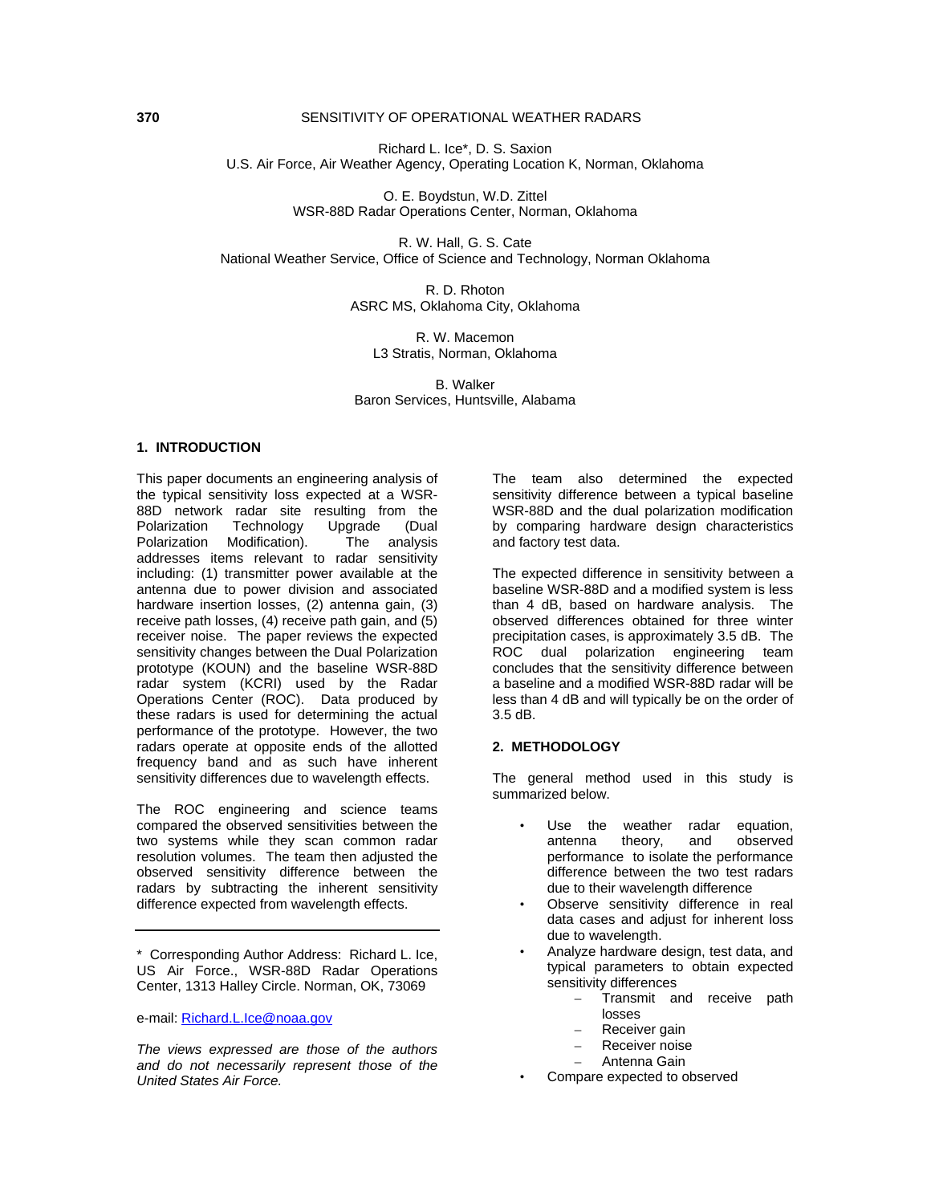# SENSITIVITY OF OPERATIONAL WEATHER RADARS

Richard L. Ice*, D. S. Saxion
U.S. Air Force, Air Weather Agency, Operating Location K, Norman, Oklahoma

O. E. Boydstun, W.D. Zittel
WSR-88D Radar Operations Center, Norman, Oklahoma

R. W. Hall, G. S. Cate
National Weather Service, Office of Science and Technology, Norman Oklahoma

R. D. Rhoton
ASRC MS, Oklahoma City, Oklahoma

R. W. Macemon
L3 Stratis, Norman, Oklahoma

B. Walker
Baron Services, Huntsville, Alabama

## 1. INTRODUCTION

This paper documents an engineering analysis of the typical sensitivity loss expected at a WSR-88D network radar site resulting from the Polarization Technology Upgrade (Dual Polarization Modification). The analysis addresses items relevant to radar sensitivity including: (1) transmitter power available at the antenna due to power division and associated hardware insertion losses, (2) antenna gain, (3) receive path losses, (4) receive path gain, and (5) receiver noise. The paper reviews the expected sensitivity changes between the Dual Polarization prototype (KOUN) and the baseline WSR-88D radar system (KCRI) used by the Radar Operations Center (ROC). Data produced by these radars is used for determining the actual performance of the prototype. However, the two radars operate at opposite ends of the allotted frequency band and as such have inherent sensitivity differences due to wavelength effects.

The ROC engineering and science teams compared the observed sensitivities between the two systems while they scan common radar resolution volumes. The team then adjusted the observed sensitivity difference between the radars by subtracting the inherent sensitivity difference expected from wavelength effects.

The team also determined the expected sensitivity difference between a typical baseline WSR-88D and the dual polarization modification by comparing hardware design characteristics and factory test data.

The expected difference in sensitivity between a baseline WSR-88D and a modified system is less than 4 dB, based on hardware analysis. The observed differences obtained for three winter precipitation cases, is approximately 3.5 dB. The ROC dual polarization engineering team concludes that the sensitivity difference between a baseline and a modified WSR-88D radar will be less than 4 dB and will typically be on the order of 3.5 dB.

## 2. METHODOLOGY

The general method used in this study is summarized below.

- Use the weather radar equation, antenna theory, and observed performance to isolate the performance difference between the two test radars due to their wavelength difference
- Observe sensitivity difference in real data cases and adjust for inherent loss due to wavelength.
- Analyze hardware design, test data, and typical parameters to obtain expected sensitivity differences
  - Transmit and receive path losses
  - Receiver gain
  - Receiver noise
  - Antenna Gain
- Compare expected to observed

---

* Corresponding Author Address: Richard L. Ice, US Air Force., WSR-88D Radar Operations Center, 1313 Halley Circle. Norman, OK, 73069

e-mail: Richard.L.Ice@noaa.gov

*The views expressed are those of the authors and do not necessarily represent those of the United States Air Force.*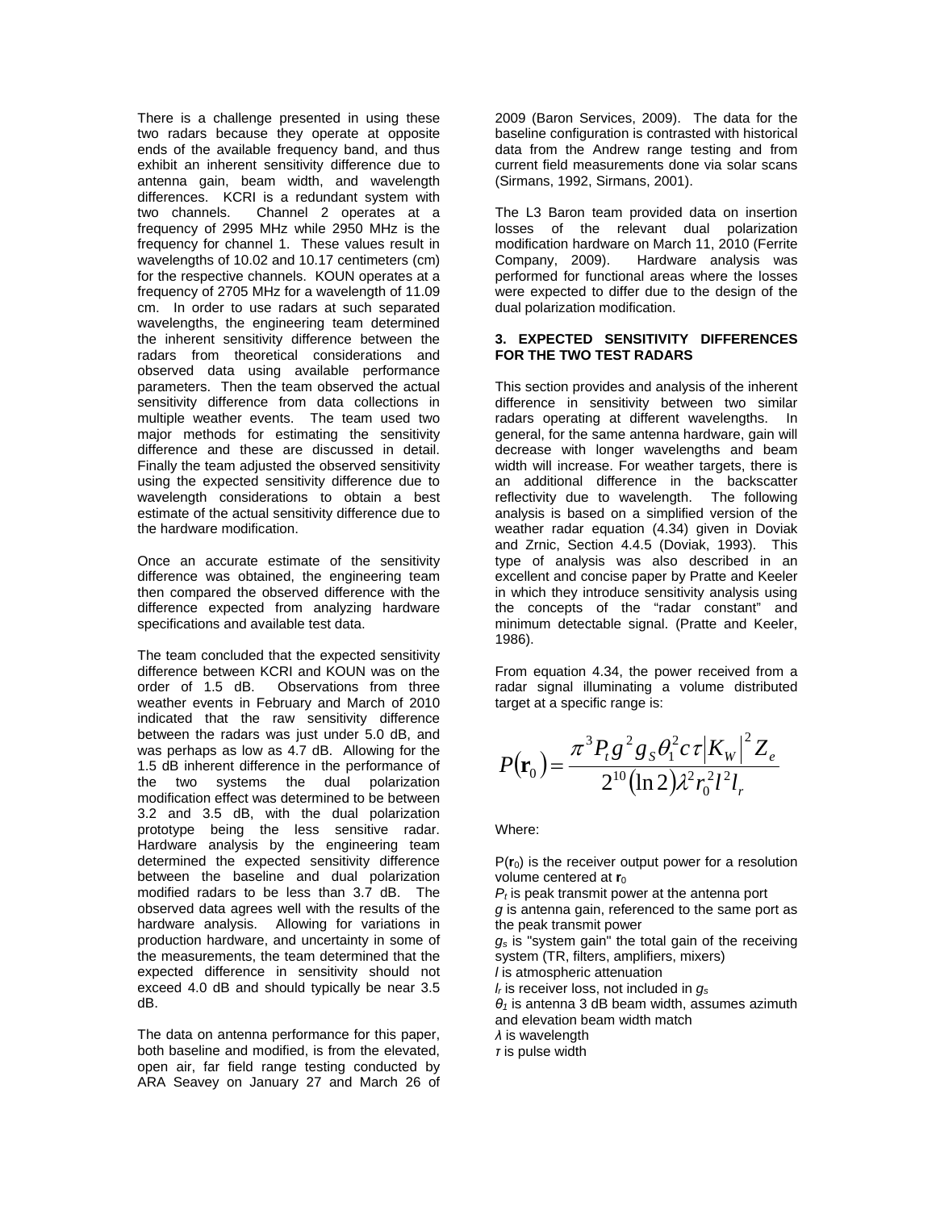There is a challenge presented in using these two radars because they operate at opposite ends of the available frequency band, and thus exhibit an inherent sensitivity difference due to antenna gain, beam width, and wavelength differences. KCRI is a redundant system with two channels. Channel 2 operates at a frequency of 2995 MHz while 2950 MHz is the frequency for channel 1. These values result in wavelengths of 10.02 and 10.17 centimeters (cm) for the respective channels. KOUN operates at a frequency of 2705 MHz for a wavelength of 11.09 cm. In order to use radars at such separated wavelengths, the engineering team determined the inherent sensitivity difference between the radars from theoretical considerations and observed data using available performance parameters. Then the team observed the actual sensitivity difference from data collections in multiple weather events. The team used two major methods for estimating the sensitivity difference and these are discussed in detail. Finally the team adjusted the observed sensitivity using the expected sensitivity difference due to wavelength considerations to obtain a best estimate of the actual sensitivity difference due to the hardware modification.

Once an accurate estimate of the sensitivity difference was obtained, the engineering team then compared the observed difference with the difference expected from analyzing hardware specifications and available test data.

The team concluded that the expected sensitivity difference between KCRI and KOUN was on the order of 1.5 dB. Observations from three weather events in February and March of 2010 indicated that the raw sensitivity difference between the radars was just under 5.0 dB, and was perhaps as low as 4.7 dB. Allowing for the 1.5 dB inherent difference in the performance of the two systems the dual polarization modification effect was determined to be between 3.2 and 3.5 dB, with the dual polarization prototype being the less sensitive radar. Hardware analysis by the engineering team determined the expected sensitivity difference between the baseline and dual polarization modified radars to be less than 3.7 dB. The observed data agrees well with the results of the hardware analysis. Allowing for variations in production hardware, and uncertainty in some of the measurements, the team determined that the expected difference in sensitivity should not exceed 4.0 dB and should typically be near 3.5 dB.

The data on antenna performance for this paper, both baseline and modified, is from the elevated, open air, far field range testing conducted by ARA Seavey on January 27 and March 26 of 2009 (Baron Services, 2009). The data for the baseline configuration is contrasted with historical data from the Andrew range testing and from current field measurements done via solar scans (Sirmans, 1992, Sirmans, 2001).

The L3 Baron team provided data on insertion losses of the relevant dual polarization modification hardware on March 11, 2010 (Ferrite Company, 2009). Hardware analysis was performed for functional areas where the losses were expected to differ due to the design of the dual polarization modification.

## 3. EXPECTED SENSITIVITY DIFFERENCES FOR THE TWO TEST RADARS

This section provides and analysis of the inherent difference in sensitivity between two similar radars operating at different wavelengths. In general, for the same antenna hardware, gain will decrease with longer wavelengths and beam width will increase. For weather targets, there is an additional difference in the backscatter reflectivity due to wavelength. The following analysis is based on a simplified version of the weather radar equation (4.34) given in Doviak and Zrnic, Section 4.4.5 (Doviak, 1993). This type of analysis was also described in an excellent and concise paper by Pratte and Keeler in which they introduce sensitivity analysis using the concepts of the "radar constant" and minimum detectable signal. (Pratte and Keeler, 1986).

From equation 4.34, the power received from a radar signal illuminating a volume distributed target at a specific range is:

$$P(\mathbf{r}_0) = \frac{\pi^3 P_t g^2 g_S \theta_1^2 c \tau |K_W|^2 Z_e}{2^{10} (\ln 2) \lambda^2 r_0^2 l^2 l_r}$$

Where:

$P(\mathbf{r}_0)$ is the receiver output power for a resolution volume centered at $\mathbf{r}_0$

$P_t$ is peak transmit power at the antenna port

$g$ is antenna gain, referenced to the same port as the peak transmit power

$g_s$ is "system gain" the total gain of the receiving system (TR, filters, amplifiers, mixers)

$l$ is atmospheric attenuation

$l_r$ is receiver loss, not included in $g_s$

$\theta_1$ is antenna 3 dB beam width, assumes azimuth and elevation beam width match

$\lambda$ is wavelength

$\tau$ is pulse width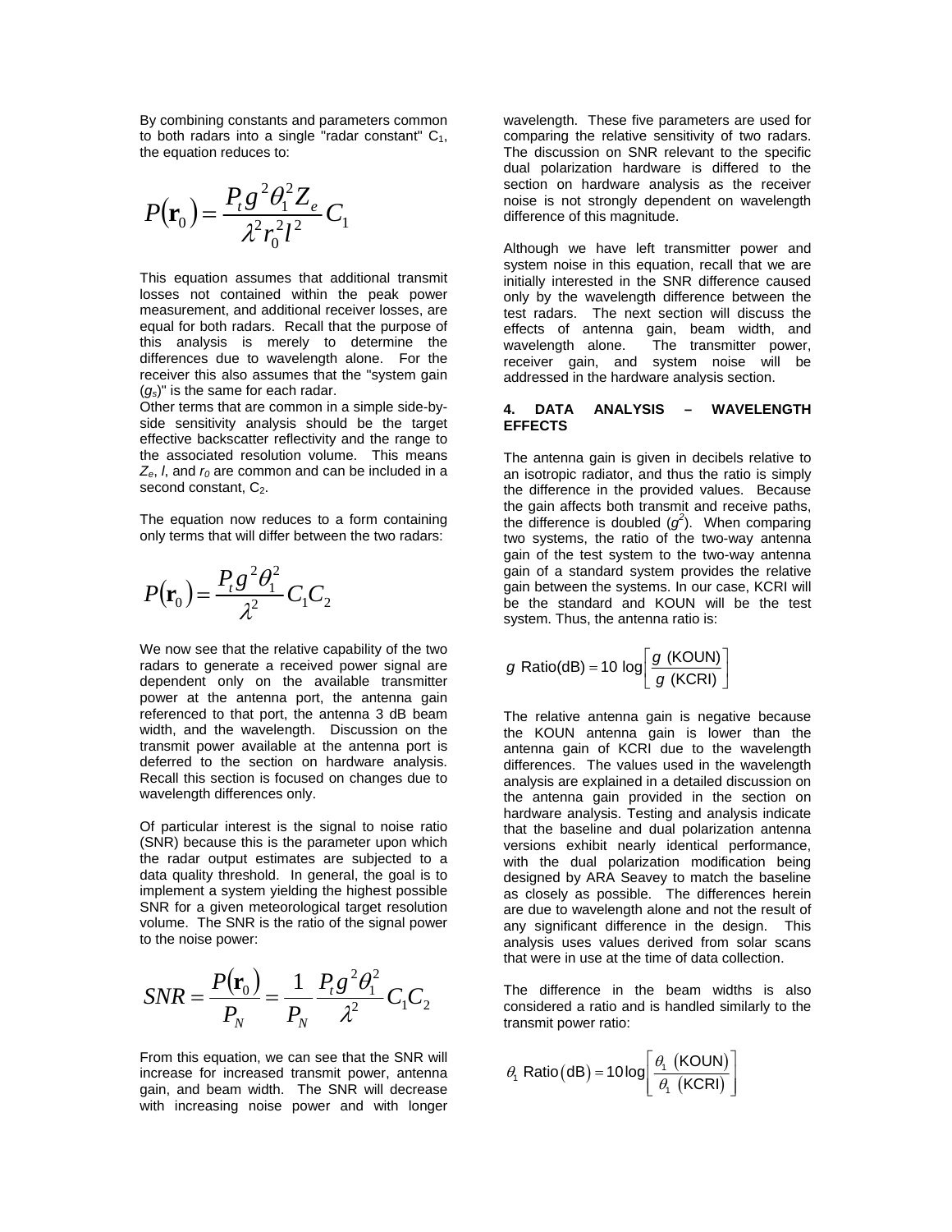By combining constants and parameters common to both radars into a single "radar constant" $C_1$, the equation reduces to:

$$P(\mathbf{r}_0) = \frac{P_t g^2 \theta_1^2 Z_e}{\lambda^2 r_0^2 l^2} C_1$$

This equation assumes that additional transmit losses not contained within the peak power measurement, and additional receiver losses, are equal for both radars. Recall that the purpose of this analysis is merely to determine the differences due to wavelength alone. For the receiver this also assumes that the "system gain ($g_s$)" is the same for each radar.

Other terms that are common in a simple side-by-side sensitivity analysis should be the target effective backscatter reflectivity and the range to the associated resolution volume. This means $Z_e$, $l$, and $r_0$ are common and can be included in a second constant, $C_2$.

The equation now reduces to a form containing only terms that will differ between the two radars:

$$P(\mathbf{r}_0) = \frac{P_t g^2 \theta_1^2}{\lambda^2} C_1 C_2$$

We now see that the relative capability of the two radars to generate a received power signal are dependent only on the available transmitter power at the antenna port, the antenna gain referenced to that port, the antenna 3 dB beam width, and the wavelength. Discussion on the transmit power available at the antenna port is deferred to the section on hardware analysis. Recall this section is focused on changes due to wavelength differences only.

Of particular interest is the signal to noise ratio (SNR) because this is the parameter upon which the radar output estimates are subjected to a data quality threshold. In general, the goal is to implement a system yielding the highest possible SNR for a given meteorological target resolution volume. The SNR is the ratio of the signal power to the noise power:

$$SNR = \frac{P(\mathbf{r}_0)}{P_N} = \frac{1}{P_N} \frac{P_t g^2 \theta_1^2}{\lambda^2} C_1 C_2$$

From this equation, we can see that the SNR will increase for increased transmit power, antenna gain, and beam width. The SNR will decrease with increasing noise power and with longer wavelength. These five parameters are used for comparing the relative sensitivity of two radars. The discussion on SNR relevant to the specific dual polarization hardware is differed to the section on hardware analysis as the receiver noise is not strongly dependent on wavelength difference of this magnitude.

Although we have left transmitter power and system noise in this equation, recall that we are initially interested in the SNR difference caused only by the wavelength difference between the test radars. The next section will discuss the effects of antenna gain, beam width, and wavelength alone. The transmitter power, receiver gain, and system noise will be addressed in the hardware analysis section.

## 4. DATA ANALYSIS – WAVELENGTH EFFECTS

The antenna gain is given in decibels relative to an isotropic radiator, and thus the ratio is simply the difference in the provided values. Because the gain affects both transmit and receive paths, the difference is doubled ($g^2$). When comparing two systems, the ratio of the two-way antenna gain of the test system to the two-way antenna gain of a standard system provides the relative gain between the systems. In our case, KCRI will be the standard and KOUN will be the test system. Thus, the antenna ratio is:

$$g \text{ Ratio(dB)} = 10 \log\left[\frac{g \text{ (KOUN)}}{g \text{ (KCRI)}}\right]$$

The relative antenna gain is negative because the KOUN antenna gain is lower than the antenna gain of KCRI due to the wavelength differences. The values used in the wavelength analysis are explained in a detailed discussion on the antenna gain provided in the section on hardware analysis. Testing and analysis indicate that the baseline and dual polarization antenna versions exhibit nearly identical performance, with the dual polarization modification being designed by ARA Seavey to match the baseline as closely as possible. The differences herein are due to wavelength alone and not the result of any significant difference in the design. This analysis uses values derived from solar scans that were in use at the time of data collection.

The difference in the beam widths is also considered a ratio and is handled similarly to the transmit power ratio:

$$\theta_1 \text{ Ratio(dB)} = 10 \log\left[\frac{\theta_1 \text{ (KOUN)}}{\theta_1 \text{ (KCRI)}}\right]$$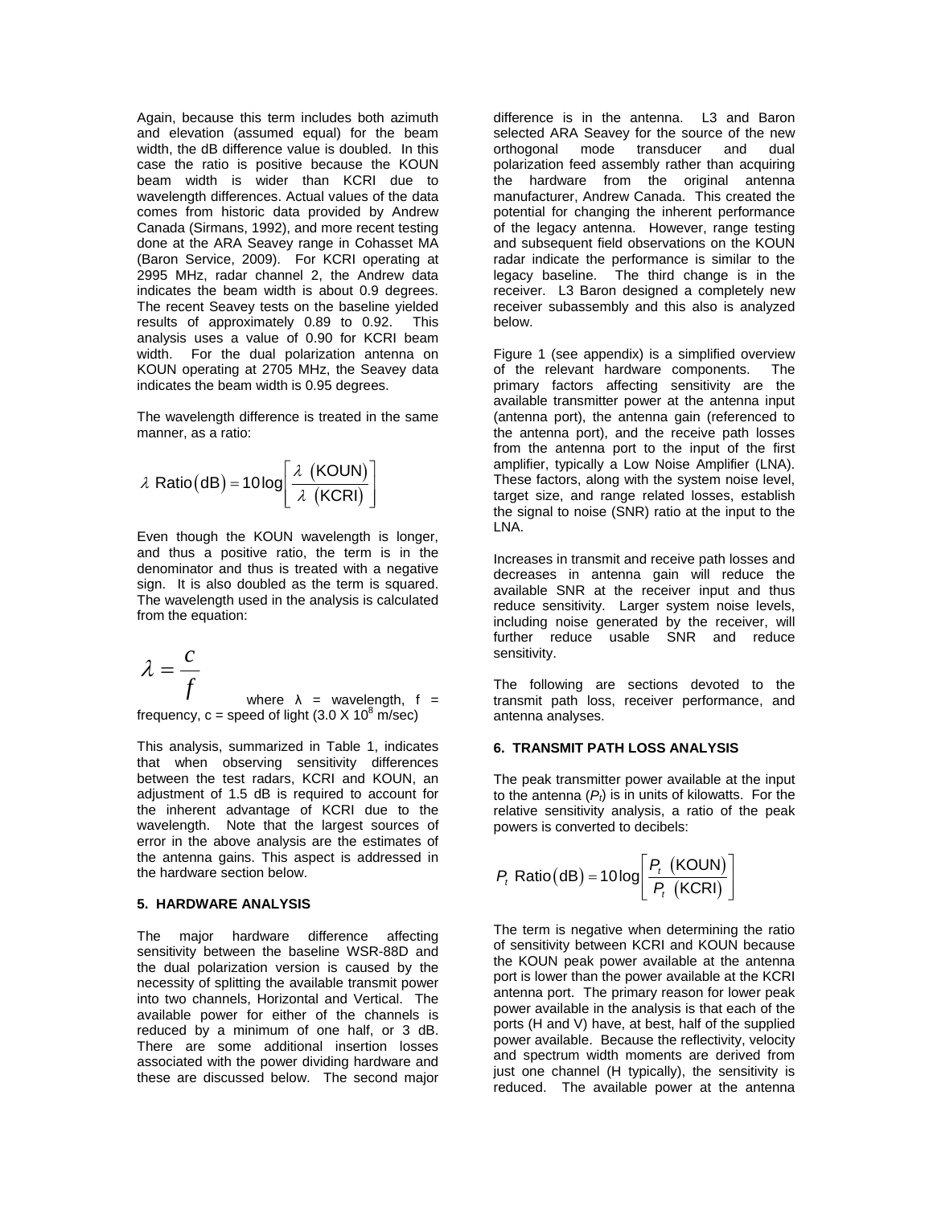Again, because this term includes both azimuth and elevation (assumed equal) for the beam width, the dB difference value is doubled. In this case the ratio is positive because the KOUN beam width is wider than KCRI due to wavelength differences. Actual values of the data comes from historic data provided by Andrew Canada (Sirmans, 1992), and more recent testing done at the ARA Seavey range in Cohasset MA (Baron Service, 2009). For KCRI operating at 2995 MHz, radar channel 2, the Andrew data indicates the beam width is about 0.9 degrees. The recent Seavey tests on the baseline yielded results of approximately 0.89 to 0.92. This analysis uses a value of 0.90 for KCRI beam width. For the dual polarization antenna on KOUN operating at 2705 MHz, the Seavey data indicates the beam width is 0.95 degrees.

The wavelength difference is treated in the same manner, as a ratio:

$$\lambda \text{ Ratio(dB)} = 10\log\left[\frac{\lambda \text{ (KOUN)}}{\lambda \text{ (KCRI)}}\right]$$

Even though the KOUN wavelength is longer, and thus a positive ratio, the term is in the denominator and thus is treated with a negative sign. It is also doubled as the term is squared. The wavelength used in the analysis is calculated from the equation:

$$\lambda = \frac{c}{f}$$

where λ = wavelength, f = frequency, c = speed of light ($3.0 \times 10^8$ m/sec)

This analysis, summarized in Table 1, indicates that when observing sensitivity differences between the test radars, KCRI and KOUN, an adjustment of 1.5 dB is required to account for the inherent advantage of KCRI due to the wavelength. Note that the largest sources of error in the above analysis are the estimates of the antenna gains. This aspect is addressed in the hardware section below.

## 5. HARDWARE ANALYSIS

The major hardware difference affecting sensitivity between the baseline WSR-88D and the dual polarization version is caused by the necessity of splitting the available transmit power into two channels, Horizontal and Vertical. The available power for either of the channels is reduced by a minimum of one half, or 3 dB. There are some additional insertion losses associated with the power dividing hardware and these are discussed below. The second major difference is in the antenna. L3 and Baron selected ARA Seavey for the source of the new orthogonal mode transducer and dual polarization feed assembly rather than acquiring the hardware from the original antenna manufacturer, Andrew Canada. This created the potential for changing the inherent performance of the legacy antenna. However, range testing and subsequent field observations on the KOUN radar indicate the performance is similar to the legacy baseline. The third change is in the receiver. L3 Baron designed a completely new receiver subassembly and this also is analyzed below.

Figure 1 (see appendix) is a simplified overview of the relevant hardware components. The primary factors affecting sensitivity are the available transmitter power at the antenna input (antenna port), the antenna gain (referenced to the antenna port), and the receive path losses from the antenna port to the input of the first amplifier, typically a Low Noise Amplifier (LNA). These factors, along with the system noise level, target size, and range related losses, establish the signal to noise (SNR) ratio at the input to the LNA.

Increases in transmit and receive path losses and decreases in antenna gain will reduce the available SNR at the receiver input and thus reduce sensitivity. Larger system noise levels, including noise generated by the receiver, will further reduce usable SNR and reduce sensitivity.

The following are sections devoted to the transmit path loss, receiver performance, and antenna analyses.

## 6. TRANSMIT PATH LOSS ANALYSIS

The peak transmitter power available at the input to the antenna ($P_t$) is in units of kilowatts. For the relative sensitivity analysis, a ratio of the peak powers is converted to decibels:

$$P_t \text{ Ratio(dB)} = 10\log\left[\frac{P_t \text{ (KOUN)}}{P_t \text{ (KCRI)}}\right]$$

The term is negative when determining the ratio of sensitivity between KCRI and KOUN because the KOUN peak power available at the antenna port is lower than the power available at the KCRI antenna port. The primary reason for lower peak power available in the analysis is that each of the ports (H and V) have, at best, half of the supplied power available. Because the reflectivity, velocity and spectrum width moments are derived from just one channel (H typically), the sensitivity is reduced. The available power at the antenna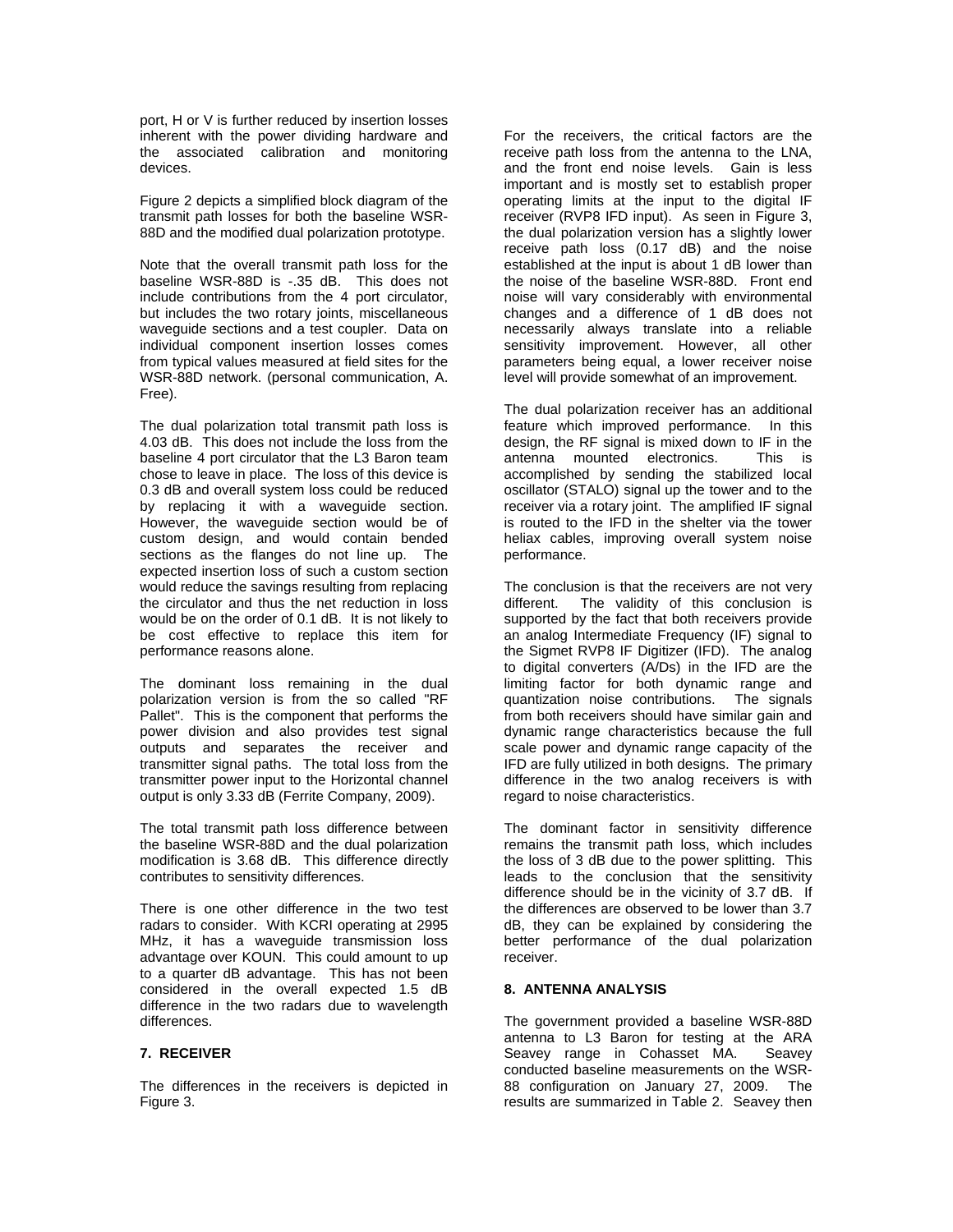port, H or V is further reduced by insertion losses inherent with the power dividing hardware and the associated calibration and monitoring devices.

Figure 2 depicts a simplified block diagram of the transmit path losses for both the baseline WSR-88D and the modified dual polarization prototype.

Note that the overall transmit path loss for the baseline WSR-88D is -.35 dB. This does not include contributions from the 4 port circulator, but includes the two rotary joints, miscellaneous waveguide sections and a test coupler. Data on individual component insertion losses comes from typical values measured at field sites for the WSR-88D network. (personal communication, A. Free).

The dual polarization total transmit path loss is 4.03 dB. This does not include the loss from the baseline 4 port circulator that the L3 Baron team chose to leave in place. The loss of this device is 0.3 dB and overall system loss could be reduced by replacing it with a waveguide section. However, the waveguide section would be of custom design, and would contain bended sections as the flanges do not line up. The expected insertion loss of such a custom section would reduce the savings resulting from replacing the circulator and thus the net reduction in loss would be on the order of 0.1 dB. It is not likely to be cost effective to replace this item for performance reasons alone.

The dominant loss remaining in the dual polarization version is from the so called "RF Pallet". This is the component that performs the power division and also provides test signal outputs and separates the receiver and transmitter signal paths. The total loss from the transmitter power input to the Horizontal channel output is only 3.33 dB (Ferrite Company, 2009).

The total transmit path loss difference between the baseline WSR-88D and the dual polarization modification is 3.68 dB. This difference directly contributes to sensitivity differences.

There is one other difference in the two test radars to consider. With KCRI operating at 2995 MHz, it has a waveguide transmission loss advantage over KOUN. This could amount to up to a quarter dB advantage. This has not been considered in the overall expected 1.5 dB difference in the two radars due to wavelength differences.

## 7. RECEIVER

The differences in the receivers is depicted in Figure 3.

For the receivers, the critical factors are the receive path loss from the antenna to the LNA, and the front end noise levels. Gain is less important and is mostly set to establish proper operating limits at the input to the digital IF receiver (RVP8 IFD input). As seen in Figure 3, the dual polarization version has a slightly lower receive path loss (0.17 dB) and the noise established at the input is about 1 dB lower than the noise of the baseline WSR-88D. Front end noise will vary considerably with environmental changes and a difference of 1 dB does not necessarily always translate into a reliable sensitivity improvement. However, all other parameters being equal, a lower receiver noise level will provide somewhat of an improvement.

The dual polarization receiver has an additional feature which improved performance. In this design, the RF signal is mixed down to IF in the antenna mounted electronics. This is accomplished by sending the stabilized local oscillator (STALO) signal up the tower and to the receiver via a rotary joint. The amplified IF signal is routed to the IFD in the shelter via the tower heliax cables, improving overall system noise performance.

The conclusion is that the receivers are not very different. The validity of this conclusion is supported by the fact that both receivers provide an analog Intermediate Frequency (IF) signal to the Sigmet RVP8 IF Digitizer (IFD). The analog to digital converters (A/Ds) in the IFD are the limiting factor for both dynamic range and quantization noise contributions. The signals from both receivers should have similar gain and dynamic range characteristics because the full scale power and dynamic range capacity of the IFD are fully utilized in both designs. The primary difference in the two analog receivers is with regard to noise characteristics.

The dominant factor in sensitivity difference remains the transmit path loss, which includes the loss of 3 dB due to the power splitting. This leads to the conclusion that the sensitivity difference should be in the vicinity of 3.7 dB. If the differences are observed to be lower than 3.7 dB, they can be explained by considering the better performance of the dual polarization receiver.

## 8. ANTENNA ANALYSIS

The government provided a baseline WSR-88D antenna to L3 Baron for testing at the ARA Seavey range in Cohasset MA. Seavey conducted baseline measurements on the WSR-88 configuration on January 27, 2009. The results are summarized in Table 2. Seavey then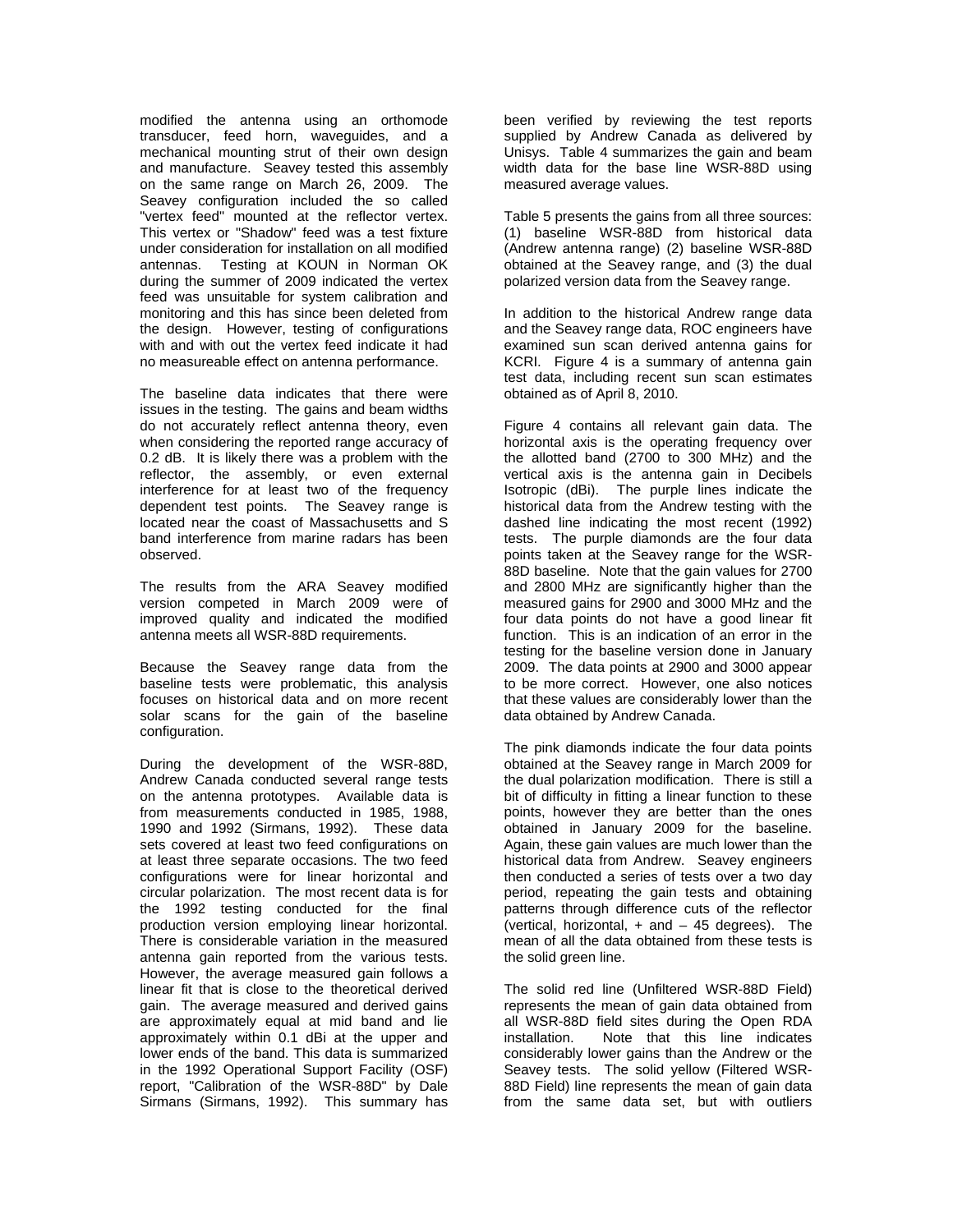modified the antenna using an orthomode transducer, feed horn, waveguides, and a mechanical mounting strut of their own design and manufacture. Seavey tested this assembly on the same range on March 26, 2009. The Seavey configuration included the so called "vertex feed" mounted at the reflector vertex. This vertex or "Shadow" feed was a test fixture under consideration for installation on all modified antennas. Testing at KOUN in Norman OK during the summer of 2009 indicated the vertex feed was unsuitable for system calibration and monitoring and this has since been deleted from the design. However, testing of configurations with and with out the vertex feed indicate it had no measureable effect on antenna performance.

The baseline data indicates that there were issues in the testing. The gains and beam widths do not accurately reflect antenna theory, even when considering the reported range accuracy of 0.2 dB. It is likely there was a problem with the reflector, the assembly, or even external interference for at least two of the frequency dependent test points. The Seavey range is located near the coast of Massachusetts and S band interference from marine radars has been observed.

The results from the ARA Seavey modified version competed in March 2009 were of improved quality and indicated the modified antenna meets all WSR-88D requirements.

Because the Seavey range data from the baseline tests were problematic, this analysis focuses on historical data and on more recent solar scans for the gain of the baseline configuration.

During the development of the WSR-88D, Andrew Canada conducted several range tests on the antenna prototypes. Available data is from measurements conducted in 1985, 1988, 1990 and 1992 (Sirmans, 1992). These data sets covered at least two feed configurations on at least three separate occasions. The two feed configurations were for linear horizontal and circular polarization. The most recent data is for the 1992 testing conducted for the final production version employing linear horizontal. There is considerable variation in the measured antenna gain reported from the various tests. However, the average measured gain follows a linear fit that is close to the theoretical derived gain. The average measured and derived gains are approximately equal at mid band and lie approximately within 0.1 dBi at the upper and lower ends of the band. This data is summarized in the 1992 Operational Support Facility (OSF) report, "Calibration of the WSR-88D" by Dale Sirmans (Sirmans, 1992). This summary has been verified by reviewing the test reports supplied by Andrew Canada as delivered by Unisys. Table 4 summarizes the gain and beam width data for the base line WSR-88D using measured average values.

Table 5 presents the gains from all three sources: (1) baseline WSR-88D from historical data (Andrew antenna range) (2) baseline WSR-88D obtained at the Seavey range, and (3) the dual polarized version data from the Seavey range.

In addition to the historical Andrew range data and the Seavey range data, ROC engineers have examined sun scan derived antenna gains for KCRI. Figure 4 is a summary of antenna gain test data, including recent sun scan estimates obtained as of April 8, 2010.

Figure 4 contains all relevant gain data. The horizontal axis is the operating frequency over the allotted band (2700 to 300 MHz) and the vertical axis is the antenna gain in Decibels Isotropic (dBi). The purple lines indicate the historical data from the Andrew testing with the dashed line indicating the most recent (1992) tests. The purple diamonds are the four data points taken at the Seavey range for the WSR-88D baseline. Note that the gain values for 2700 and 2800 MHz are significantly higher than the measured gains for 2900 and 3000 MHz and the four data points do not have a good linear fit function. This is an indication of an error in the testing for the baseline version done in January 2009. The data points at 2900 and 3000 appear to be more correct. However, one also notices that these values are considerably lower than the data obtained by Andrew Canada.

The pink diamonds indicate the four data points obtained at the Seavey range in March 2009 for the dual polarization modification. There is still a bit of difficulty in fitting a linear function to these points, however they are better than the ones obtained in January 2009 for the baseline. Again, these gain values are much lower than the historical data from Andrew. Seavey engineers then conducted a series of tests over a two day period, repeating the gain tests and obtaining patterns through difference cuts of the reflector (vertical, horizontal, + and – 45 degrees). The mean of all the data obtained from these tests is the solid green line.

The solid red line (Unfiltered WSR-88D Field) represents the mean of gain data obtained from all WSR-88D field sites during the Open RDA installation. Note that this line indicates considerably lower gains than the Andrew or the Seavey tests. The solid yellow (Filtered WSR-88D Field) line represents the mean of gain data from the same data set, but with outliers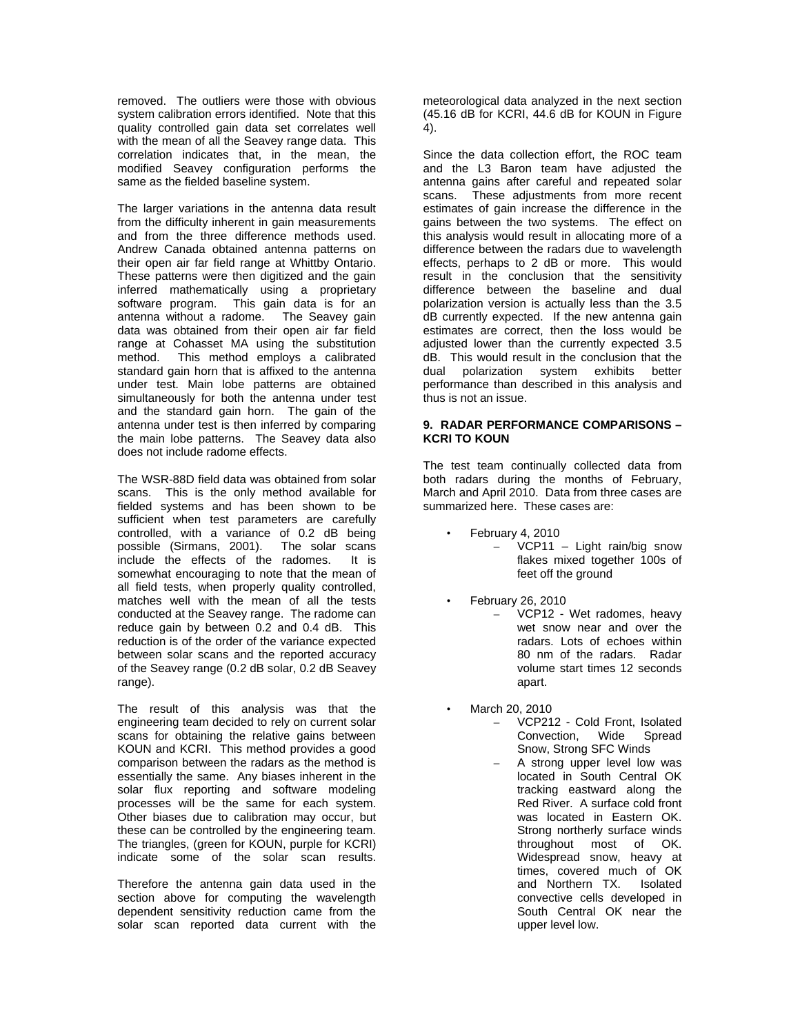removed. The outliers were those with obvious system calibration errors identified. Note that this quality controlled gain data set correlates well with the mean of all the Seavey range data. This correlation indicates that, in the mean, the modified Seavey configuration performs the same as the fielded baseline system.

The larger variations in the antenna data result from the difficulty inherent in gain measurements and from the three difference methods used. Andrew Canada obtained antenna patterns on their open air far field range at Whittby Ontario. These patterns were then digitized and the gain inferred mathematically using a proprietary software program. This gain data is for an antenna without a radome. The Seavey gain data was obtained from their open air far field range at Cohasset MA using the substitution method. This method employs a calibrated standard gain horn that is affixed to the antenna under test. Main lobe patterns are obtained simultaneously for both the antenna under test and the standard gain horn. The gain of the antenna under test is then inferred by comparing the main lobe patterns. The Seavey data also does not include radome effects.

The WSR-88D field data was obtained from solar scans. This is the only method available for fielded systems and has been shown to be sufficient when test parameters are carefully controlled, with a variance of 0.2 dB being possible (Sirmans, 2001). The solar scans include the effects of the radomes. It is somewhat encouraging to note that the mean of all field tests, when properly quality controlled, matches well with the mean of all the tests conducted at the Seavey range. The radome can reduce gain by between 0.2 and 0.4 dB. This reduction is of the order of the variance expected between solar scans and the reported accuracy of the Seavey range (0.2 dB solar, 0.2 dB Seavey range).

The result of this analysis was that the engineering team decided to rely on current solar scans for obtaining the relative gains between KOUN and KCRI. This method provides a good comparison between the radars as the method is essentially the same. Any biases inherent in the solar flux reporting and software modeling processes will be the same for each system. Other biases due to calibration may occur, but these can be controlled by the engineering team. The triangles, (green for KOUN, purple for KCRI) indicate some of the solar scan results.

Therefore the antenna gain data used in the section above for computing the wavelength dependent sensitivity reduction came from the solar scan reported data current with the meteorological data analyzed in the next section (45.16 dB for KCRI, 44.6 dB for KOUN in Figure 4).

Since the data collection effort, the ROC team and the L3 Baron team have adjusted the antenna gains after careful and repeated solar scans. These adjustments from more recent estimates of gain increase the difference in the gains between the two systems. The effect on this analysis would result in allocating more of a difference between the radars due to wavelength effects, perhaps to 2 dB or more. This would result in the conclusion that the sensitivity difference between the baseline and dual polarization version is actually less than the 3.5 dB currently expected. If the new antenna gain estimates are correct, then the loss would be adjusted lower than the currently expected 3.5 dB. This would result in the conclusion that the dual polarization system exhibits better performance than described in this analysis and thus is not an issue.

## 9. RADAR PERFORMANCE COMPARISONS – KCRI TO KOUN

The test team continually collected data from both radars during the months of February, March and April 2010. Data from three cases are summarized here. These cases are:

- February 4, 2010
  - VCP11 – Light rain/big snow flakes mixed together 100s of feet off the ground
- February 26, 2010
  - VCP12 - Wet radomes, heavy wet snow near and over the radars. Lots of echoes within 80 nm of the radars. Radar volume start times 12 seconds apart.
- March 20, 2010
  - VCP212 - Cold Front, Isolated Convection, Wide Spread Snow, Strong SFC Winds
  - A strong upper level low was located in South Central OK tracking eastward along the Red River. A surface cold front was located in Eastern OK. Strong northerly surface winds throughout most of OK. Widespread snow, heavy at times, covered much of OK and Northern TX. Isolated convective cells developed in South Central OK near the upper level low.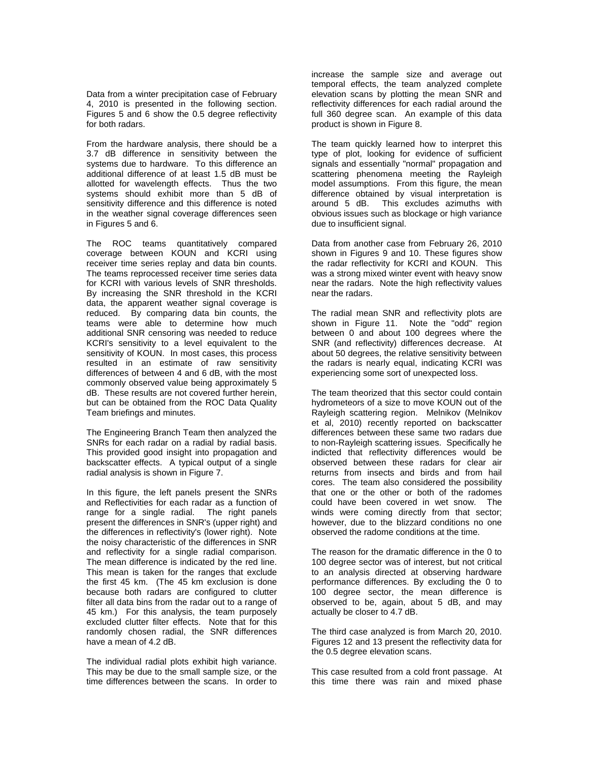Data from a winter precipitation case of February 4, 2010 is presented in the following section. Figures 5 and 6 show the 0.5 degree reflectivity for both radars.

From the hardware analysis, there should be a 3.7 dB difference in sensitivity between the systems due to hardware. To this difference an additional difference of at least 1.5 dB must be allotted for wavelength effects. Thus the two systems should exhibit more than 5 dB of sensitivity difference and this difference is noted in the weather signal coverage differences seen in Figures 5 and 6.

The ROC teams quantitatively compared coverage between KOUN and KCRI using receiver time series replay and data bin counts. The teams reprocessed receiver time series data for KCRI with various levels of SNR thresholds. By increasing the SNR threshold in the KCRI data, the apparent weather signal coverage is reduced. By comparing data bin counts, the teams were able to determine how much additional SNR censoring was needed to reduce KCRI's sensitivity to a level equivalent to the sensitivity of KOUN. In most cases, this process resulted in an estimate of raw sensitivity differences of between 4 and 6 dB, with the most commonly observed value being approximately 5 dB. These results are not covered further herein, but can be obtained from the ROC Data Quality Team briefings and minutes.

The Engineering Branch Team then analyzed the SNRs for each radar on a radial by radial basis. This provided good insight into propagation and backscatter effects. A typical output of a single radial analysis is shown in Figure 7.

In this figure, the left panels present the SNRs and Reflectivities for each radar as a function of range for a single radial. The right panels present the differences in SNR's (upper right) and the differences in reflectivity's (lower right). Note the noisy characteristic of the differences in SNR and reflectivity for a single radial comparison. The mean difference is indicated by the red line. This mean is taken for the ranges that exclude the first 45 km. (The 45 km exclusion is done because both radars are configured to clutter filter all data bins from the radar out to a range of 45 km.) For this analysis, the team purposely excluded clutter filter effects. Note that for this randomly chosen radial, the SNR differences have a mean of 4.2 dB.

The individual radial plots exhibit high variance. This may be due to the small sample size, or the time differences between the scans. In order to increase the sample size and average out temporal effects, the team analyzed complete elevation scans by plotting the mean SNR and reflectivity differences for each radial around the full 360 degree scan. An example of this data product is shown in Figure 8.

The team quickly learned how to interpret this type of plot, looking for evidence of sufficient signals and essentially "normal" propagation and scattering phenomena meeting the Rayleigh model assumptions. From this figure, the mean difference obtained by visual interpretation is around 5 dB. This excludes azimuths with obvious issues such as blockage or high variance due to insufficient signal.

Data from another case from February 26, 2010 shown in Figures 9 and 10. These figures show the radar reflectivity for KCRI and KOUN. This was a strong mixed winter event with heavy snow near the radars. Note the high reflectivity values near the radars.

The radial mean SNR and reflectivity plots are shown in Figure 11. Note the "odd" region between 0 and about 100 degrees where the SNR (and reflectivity) differences decrease. At about 50 degrees, the relative sensitivity between the radars is nearly equal, indicating KCRI was experiencing some sort of unexpected loss.

The team theorized that this sector could contain hydrometeors of a size to move KOUN out of the Rayleigh scattering region. Melnikov (Melnikov et al, 2010) recently reported on backscatter differences between these same two radars due to non-Rayleigh scattering issues. Specifically he indicted that reflectivity differences would be observed between these radars for clear air returns from insects and birds and from hail cores. The team also considered the possibility that one or the other or both of the radomes could have been covered in wet snow. The winds were coming directly from that sector; however, due to the blizzard conditions no one observed the radome conditions at the time.

The reason for the dramatic difference in the 0 to 100 degree sector was of interest, but not critical to an analysis directed at observing hardware performance differences. By excluding the 0 to 100 degree sector, the mean difference is observed to be, again, about 5 dB, and may actually be closer to 4.7 dB.

The third case analyzed is from March 20, 2010. Figures 12 and 13 present the reflectivity data for the 0.5 degree elevation scans.

This case resulted from a cold front passage. At this time there was rain and mixed phase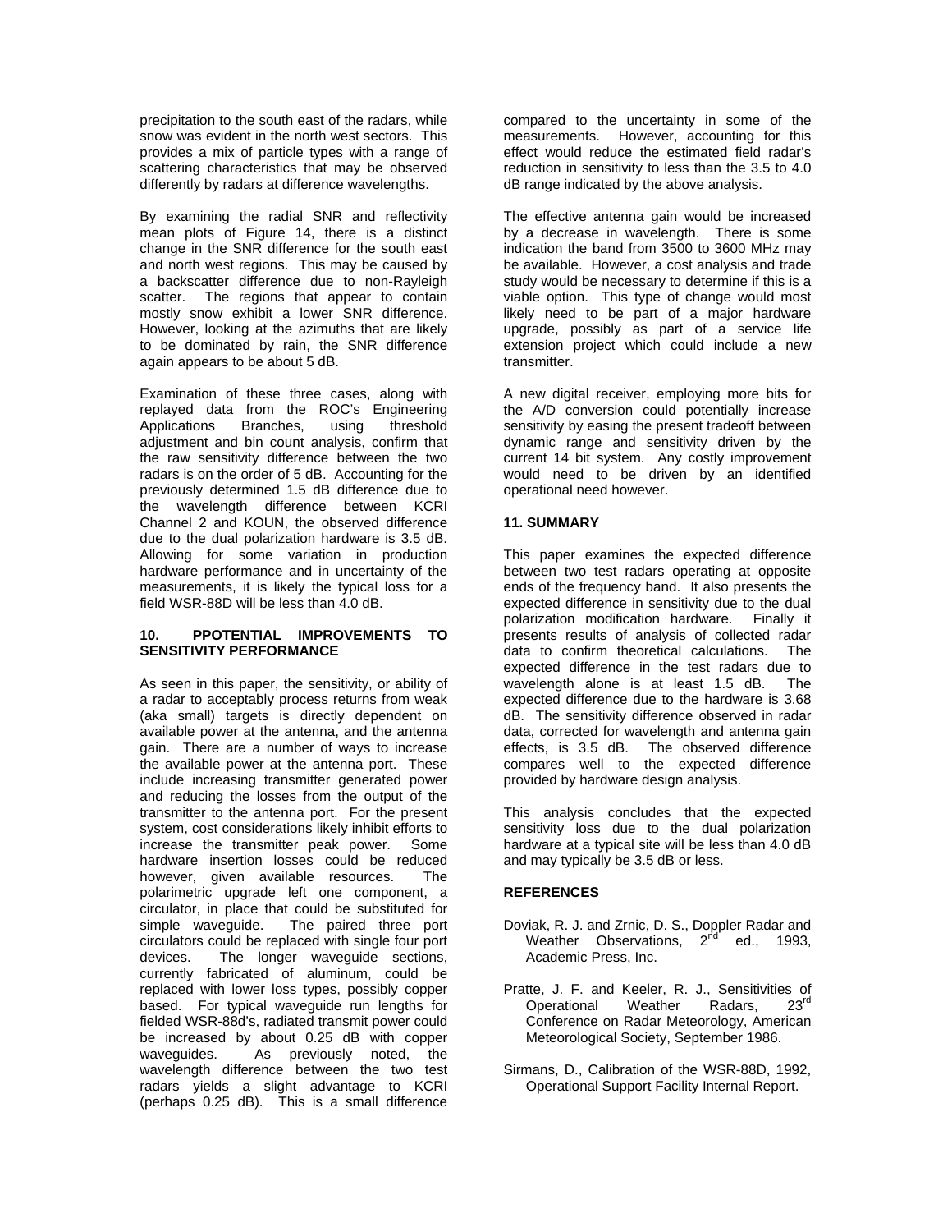precipitation to the south east of the radars, while snow was evident in the north west sectors. This provides a mix of particle types with a range of scattering characteristics that may be observed differently by radars at difference wavelengths.

By examining the radial SNR and reflectivity mean plots of Figure 14, there is a distinct change in the SNR difference for the south east and north west regions. This may be caused by a backscatter difference due to non-Rayleigh scatter. The regions that appear to contain mostly snow exhibit a lower SNR difference. However, looking at the azimuths that are likely to be dominated by rain, the SNR difference again appears to be about 5 dB.

Examination of these three cases, along with replayed data from the ROC's Engineering Applications Branches, using threshold adjustment and bin count analysis, confirm that the raw sensitivity difference between the two radars is on the order of 5 dB. Accounting for the previously determined 1.5 dB difference due to the wavelength difference between KCRI Channel 2 and KOUN, the observed difference due to the dual polarization hardware is 3.5 dB. Allowing for some variation in production hardware performance and in uncertainty of the measurements, it is likely the typical loss for a field WSR-88D will be less than 4.0 dB.

## 10. PPOTENTIAL IMPROVEMENTS TO SENSITIVITY PERFORMANCE

As seen in this paper, the sensitivity, or ability of a radar to acceptably process returns from weak (aka small) targets is directly dependent on available power at the antenna, and the antenna gain. There are a number of ways to increase the available power at the antenna port. These include increasing transmitter generated power and reducing the losses from the output of the transmitter to the antenna port. For the present system, cost considerations likely inhibit efforts to increase the transmitter peak power. Some hardware insertion losses could be reduced however, given available resources. The polarimetric upgrade left one component, a circulator, in place that could be substituted for simple waveguide. The paired three port circulators could be replaced with single four port devices. The longer waveguide sections, currently fabricated of aluminum, could be replaced with lower loss types, possibly copper based. For typical waveguide run lengths for fielded WSR-88d's, radiated transmit power could be increased by about 0.25 dB with copper waveguides. As previously noted, the wavelength difference between the two test radars yields a slight advantage to KCRI (perhaps 0.25 dB). This is a small difference compared to the uncertainty in some of the measurements. However, accounting for this effect would reduce the estimated field radar's reduction in sensitivity to less than the 3.5 to 4.0 dB range indicated by the above analysis.

The effective antenna gain would be increased by a decrease in wavelength. There is some indication the band from 3500 to 3600 MHz may be available. However, a cost analysis and trade study would be necessary to determine if this is a viable option. This type of change would most likely need to be part of a major hardware upgrade, possibly as part of a service life extension project which could include a new transmitter.

A new digital receiver, employing more bits for the A/D conversion could potentially increase sensitivity by easing the present tradeoff between dynamic range and sensitivity driven by the current 14 bit system. Any costly improvement would need to be driven by an identified operational need however.

## 11. SUMMARY

This paper examines the expected difference between two test radars operating at opposite ends of the frequency band. It also presents the expected difference in sensitivity due to the dual polarization modification hardware. Finally it presents results of analysis of collected radar data to confirm theoretical calculations. The expected difference in the test radars due to wavelength alone is at least 1.5 dB. The expected difference due to the hardware is 3.68 dB. The sensitivity difference observed in radar data, corrected for wavelength and antenna gain effects, is 3.5 dB. The observed difference compares well to the expected difference provided by hardware design analysis.

This analysis concludes that the expected sensitivity loss due to the dual polarization hardware at a typical site will be less than 4.0 dB and may typically be 3.5 dB or less.

## REFERENCES

Doviak, R. J. and Zrnic, D. S., Doppler Radar and Weather Observations, 2nd ed., 1993, Academic Press, Inc.

Pratte, J. F. and Keeler, R. J., Sensitivities of Operational Weather Radars, 23rd Conference on Radar Meteorology, American Meteorological Society, September 1986.

Sirmans, D., Calibration of the WSR-88D, 1992, Operational Support Facility Internal Report.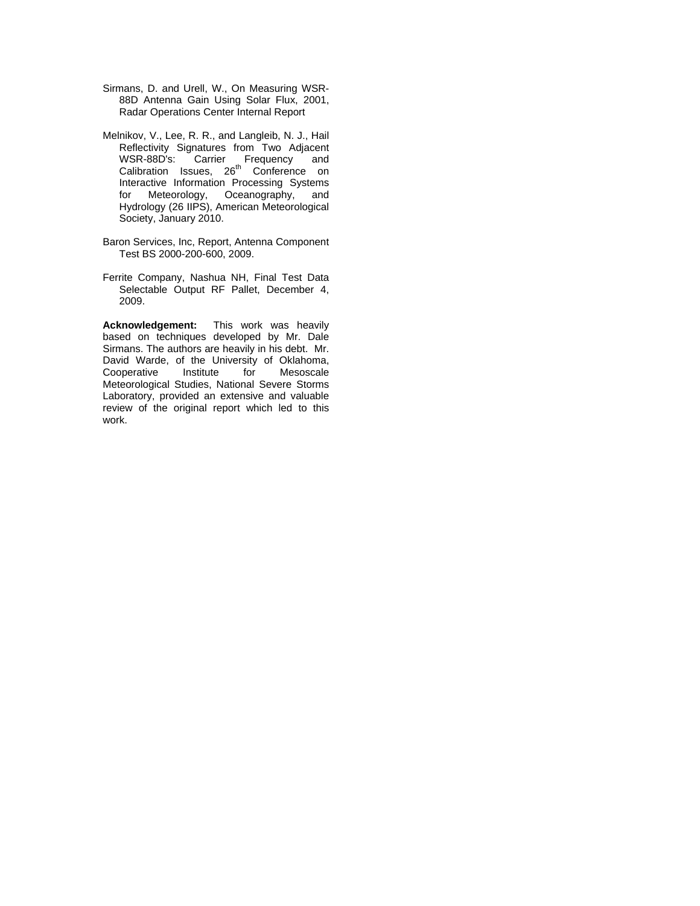Sirmans, D. and Urell, W., On Measuring WSR-88D Antenna Gain Using Solar Flux, 2001, Radar Operations Center Internal Report

Melnikov, V., Lee, R. R., and Langleib, N. J., Hail Reflectivity Signatures from Two Adjacent WSR-88D's: Carrier Frequency and Calibration Issues, 26th Conference on Interactive Information Processing Systems for Meteorology, Oceanography, and Hydrology (26 IIPS), American Meteorological Society, January 2010.

Baron Services, Inc, Report, Antenna Component Test BS 2000-200-600, 2009.

Ferrite Company, Nashua NH, Final Test Data Selectable Output RF Pallet, December 4, 2009.

**Acknowledgement:** This work was heavily based on techniques developed by Mr. Dale Sirmans. The authors are heavily in his debt. Mr. David Warde, of the University of Oklahoma, Cooperative Institute for Mesoscale Meteorological Studies, National Severe Storms Laboratory, provided an extensive and valuable review of the original report which led to this work.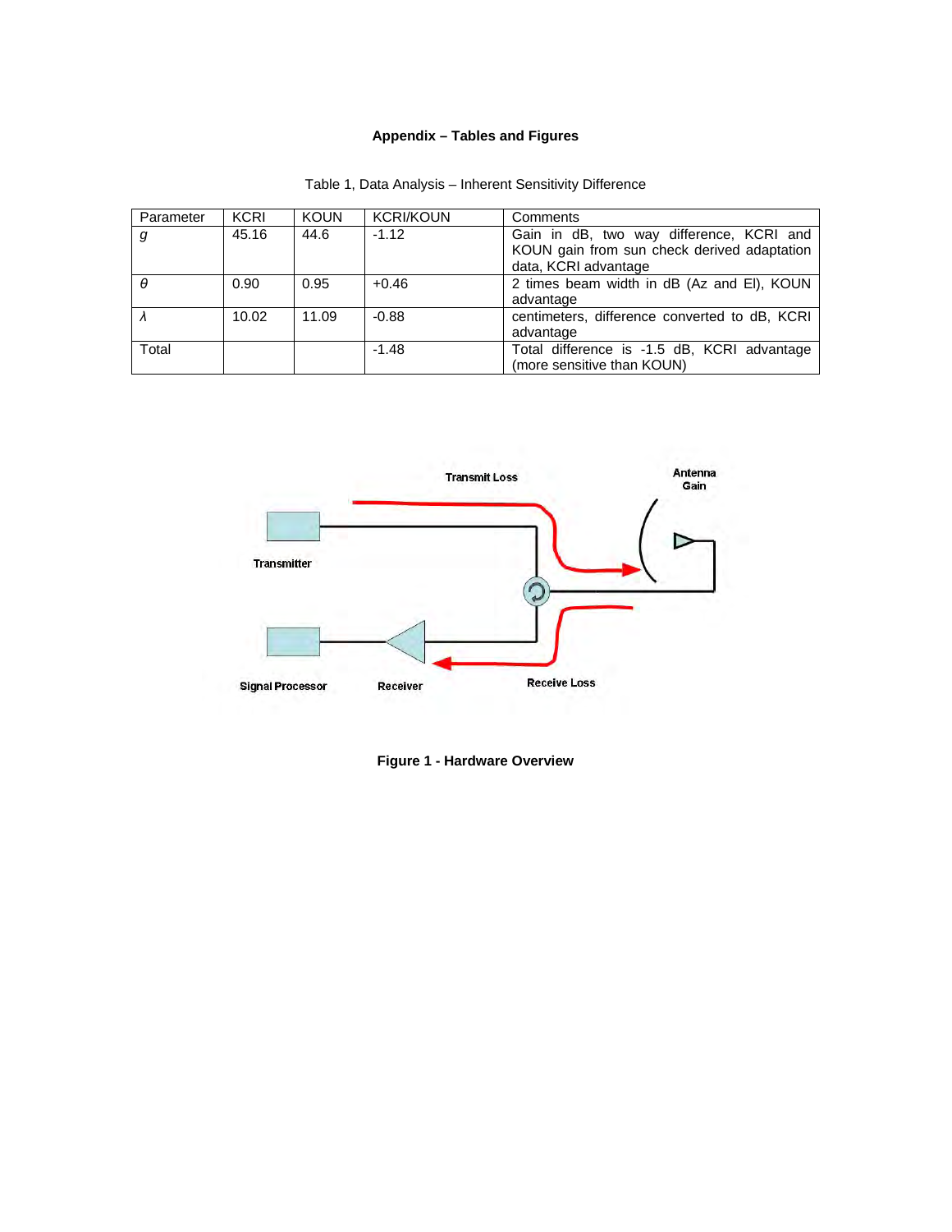**Appendix – Tables and Figures**

Table 1, Data Analysis – Inherent Sensitivity Difference

| Parameter | KCRI | KOUN | KCRI/KOUN | Comments |
|---|---|---|---|---|
| $g$ | 45.16 | 44.6 | -1.12 | Gain in dB, two way difference, KCRI and KOUN gain from sun check derived adaptation data, KCRI advantage |
| $\theta$ | 0.90 | 0.95 | +0.46 | 2 times beam width in dB (Az and El), KOUN advantage |
| $\lambda$ | 10.02 | 11.09 | -0.88 | centimeters, difference converted to dB, KCRI advantage |
| Total | | | -1.48 | Total difference is -1.5 dB, KCRI advantage (more sensitive than KOUN) |

Transmit Loss

Antenna Gain

Transmitter

Signal Processor

Receiver

Receive Loss

**Figure 1 - Hardware Overview**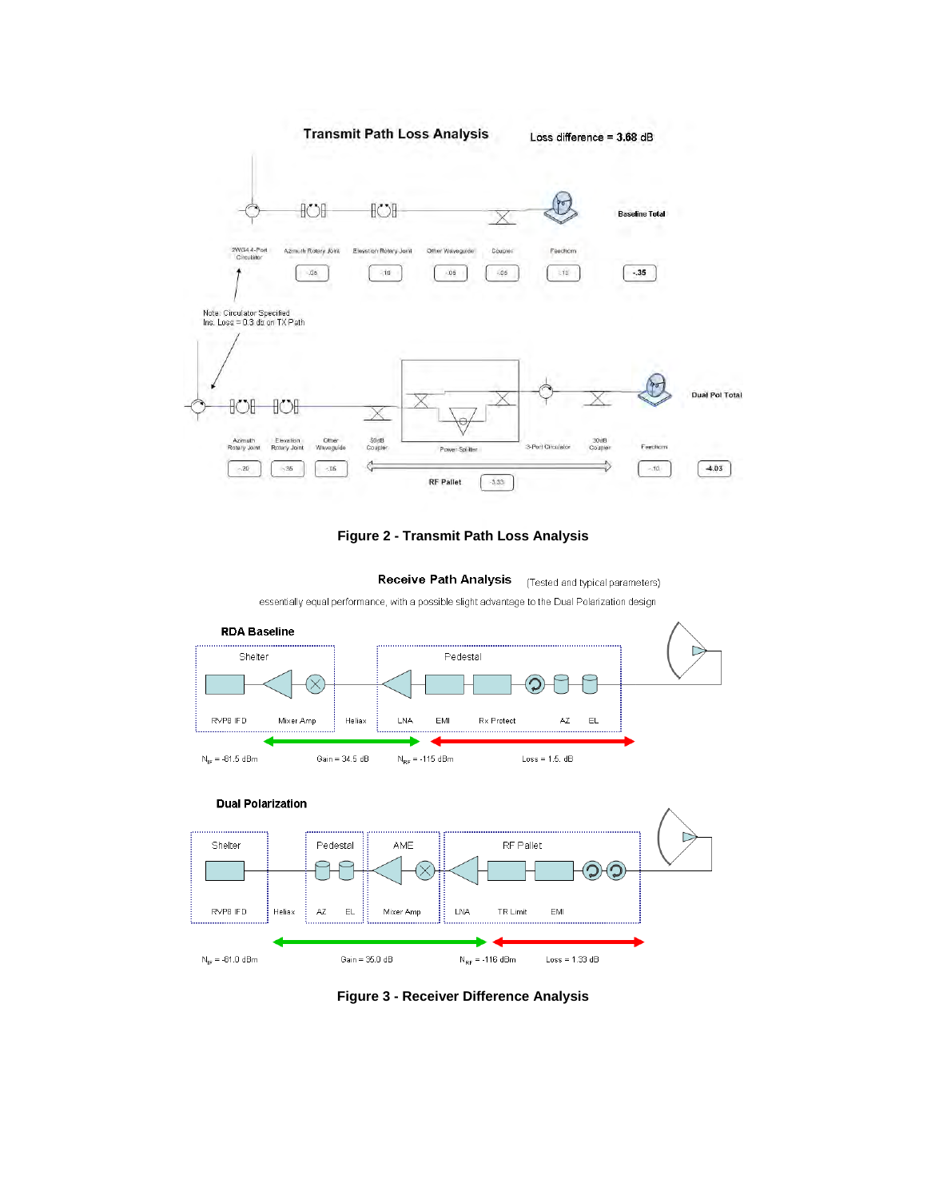**Transmit Path Loss Analysis**

Loss difference = **3.68** dB

2WG4 4-Port Circulator | Azimuth Rotary Joint | Elevation Rotary Joint | Other Waveguide | Coupler | Feedhorn | **Baseline Total**

-.05 | -.10 | -.05 | -.05 | -.10 | **-.35**

Note: Circulator Specified Ins. Loss = 0.3 db on TX Path

Azimuth Rotary Joint | Elevation Rotary Joint | Other Waveguide | 50dB Coupler | Power Splitter | 3-Port Circulator | 30dB Coupler | Feedhorn | **Dual Pol Total**

-.20 | -.35 | -.05 | RF Pallet -3.33 | -.10 | **-4.03**

**Figure 2 - Transmit Path Loss Analysis**

**Receive Path Analysis** (Tested and typical parameters)

essentially equal performance, with a possible slight advantage to the Dual Polarization design

**RDA Baseline**

Shelter: RVP8 IFD, Mixer Amp — Heliax — Pedestal: LNA, EMI, Rx Protect, AZ, EL

$N_{IF}$ = -81.5 dBm — Gain = 34.5 dB — $N_{RF}$ = -115 dBm — Loss = 1.5. dB

**Dual Polarization**

Shelter: RVP8 IFD — Heliax — Pedestal: AZ, EL — AME: Mixer Amp — RF Pallet: LNA, TR Limit, EMI

$N_{IF}$ = -81.0 dBm — Gain = 35.0 dB — $N_{RF}$ = -116 dBm — Loss = 1.33 dB

**Figure 3 - Receiver Difference Analysis**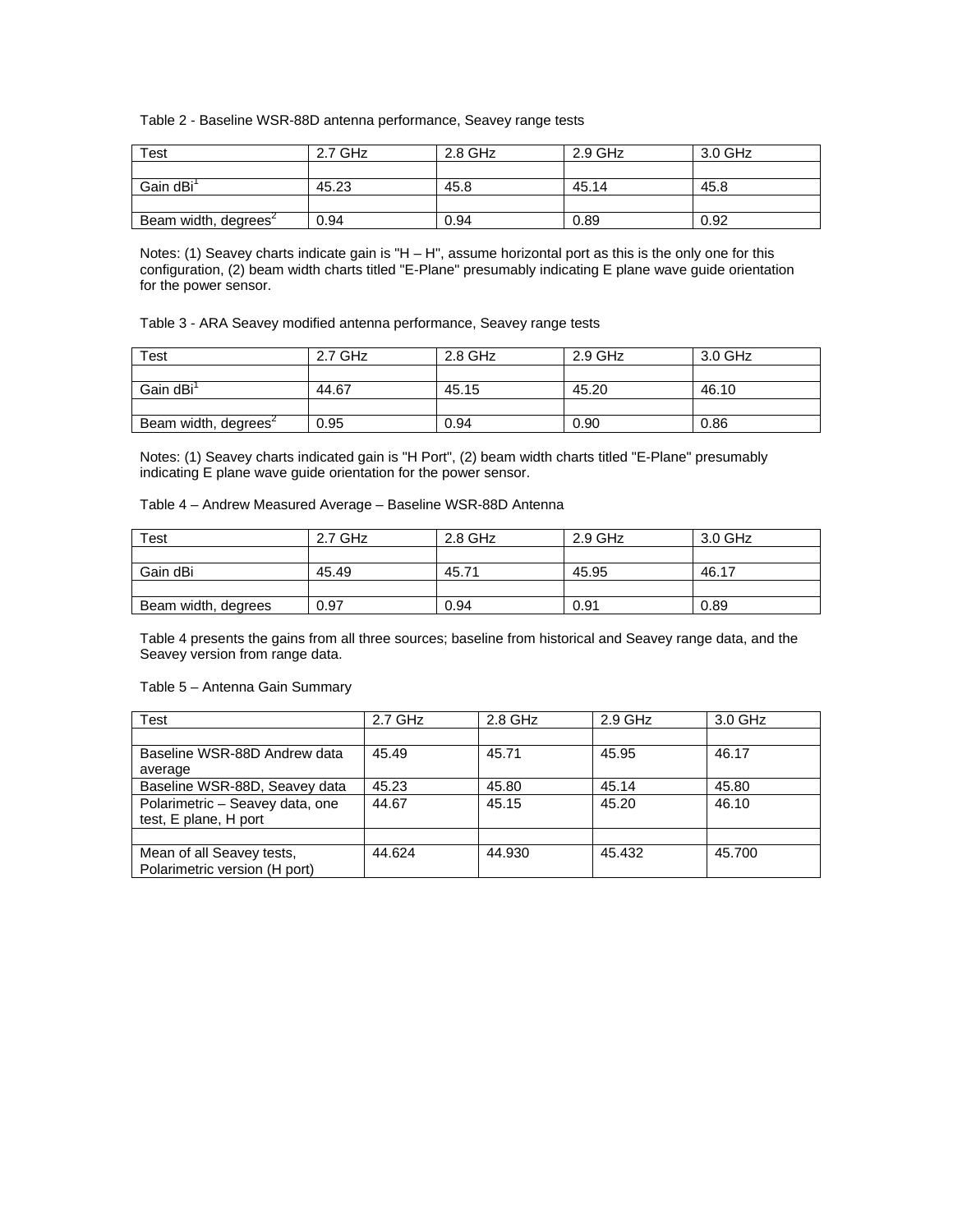Table 2 - Baseline WSR-88D antenna performance, Seavey range tests

| Test | 2.7 GHz | 2.8 GHz | 2.9 GHz | 3.0 GHz |
|---|---|---|---|---|
| | | | | |
| Gain dBi[1] | 45.23 | 45.8 | 45.14 | 45.8 |
| | | | | |
| Beam width, degrees[2] | 0.94 | 0.94 | 0.89 | 0.92 |

Notes: (1) Seavey charts indicate gain is "H – H", assume horizontal port as this is the only one for this configuration, (2) beam width charts titled "E-Plane" presumably indicating E plane wave guide orientation for the power sensor.

Table 3 - ARA Seavey modified antenna performance, Seavey range tests

| Test | 2.7 GHz | 2.8 GHz | 2.9 GHz | 3.0 GHz |
|---|---|---|---|---|
| | | | | |
| Gain dBi[1] | 44.67 | 45.15 | 45.20 | 46.10 |
| | | | | |
| Beam width, degrees[2] | 0.95 | 0.94 | 0.90 | 0.86 |

Notes: (1) Seavey charts indicated gain is "H Port", (2) beam width charts titled "E-Plane" presumably indicating E plane wave guide orientation for the power sensor.

Table 4 – Andrew Measured Average – Baseline WSR-88D Antenna

| Test | 2.7 GHz | 2.8 GHz | 2.9 GHz | 3.0 GHz |
|---|---|---|---|---|
| | | | | |
| Gain dBi | 45.49 | 45.71 | 45.95 | 46.17 |
| | | | | |
| Beam width, degrees | 0.97 | 0.94 | 0.91 | 0.89 |

Table 4 presents the gains from all three sources; baseline from historical and Seavey range data, and the Seavey version from range data.

Table 5 – Antenna Gain Summary

| Test | 2.7 GHz | 2.8 GHz | 2.9 GHz | 3.0 GHz |
|---|---|---|---|---|
| | | | | |
| Baseline WSR-88D Andrew data average | 45.49 | 45.71 | 45.95 | 46.17 |
| Baseline WSR-88D, Seavey data | 45.23 | 45.80 | 45.14 | 45.80 |
| Polarimetric – Seavey data, one test, E plane, H port | 44.67 | 45.15 | 45.20 | 46.10 |
| | | | | |
| Mean of all Seavey tests, Polarimetric version (H port) | 44.624 | 44.930 | 45.432 | 45.700 |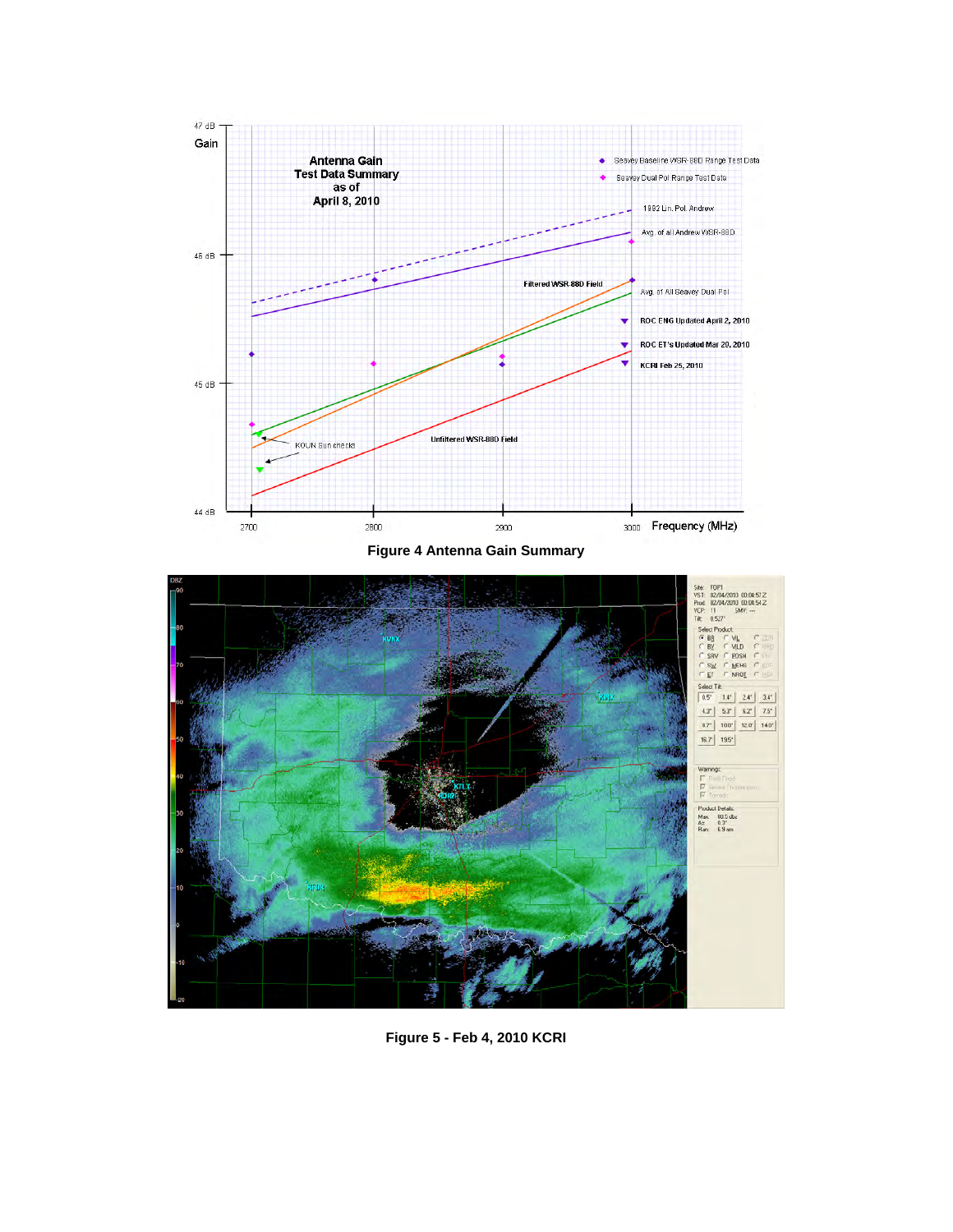Figure 4 Antenna Gain Summary

Figure 5 - Feb 4, 2010 KCRI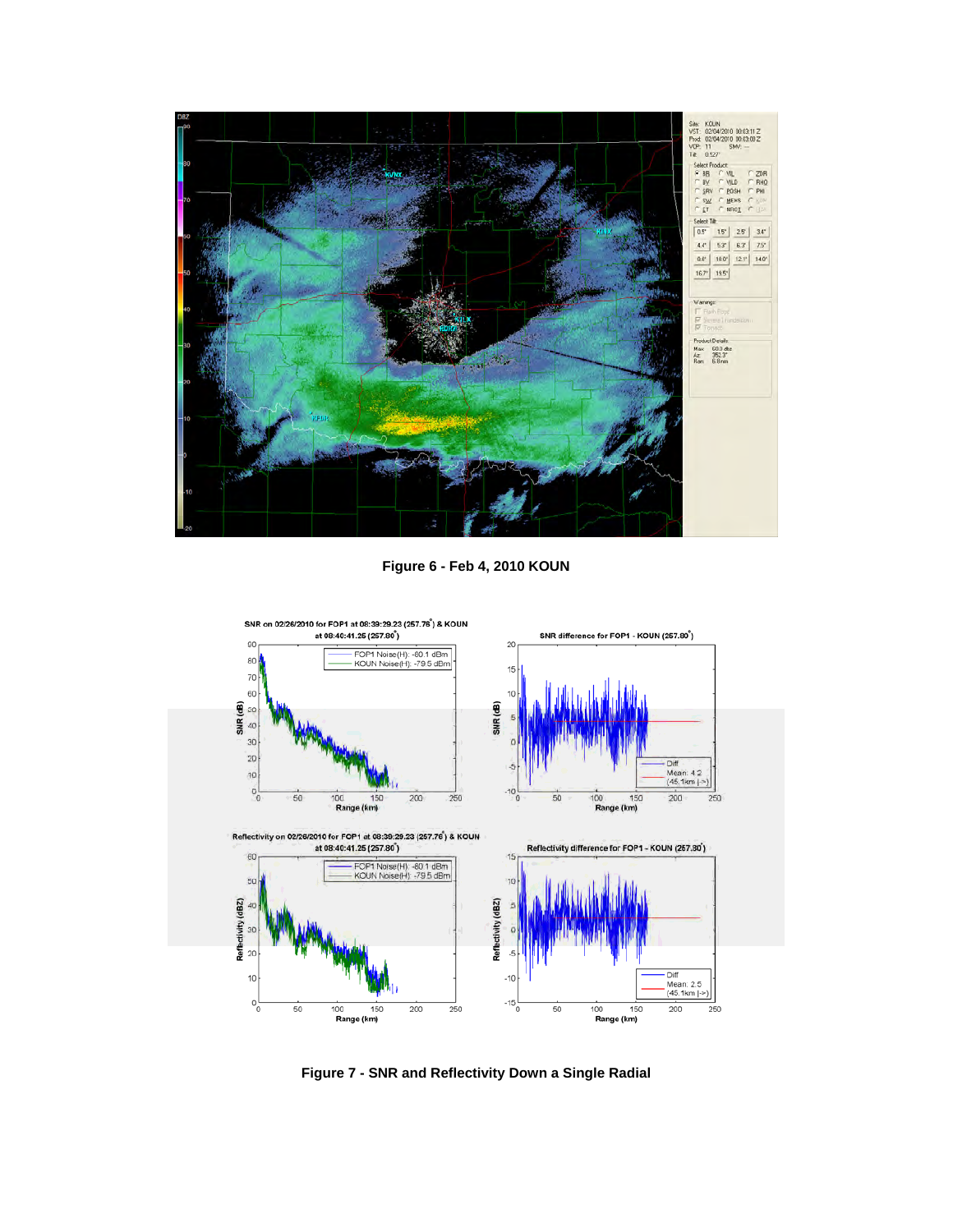Figure 6 - Feb 4, 2010 KOUN

Figure 7 - SNR and Reflectivity Down a Single Radial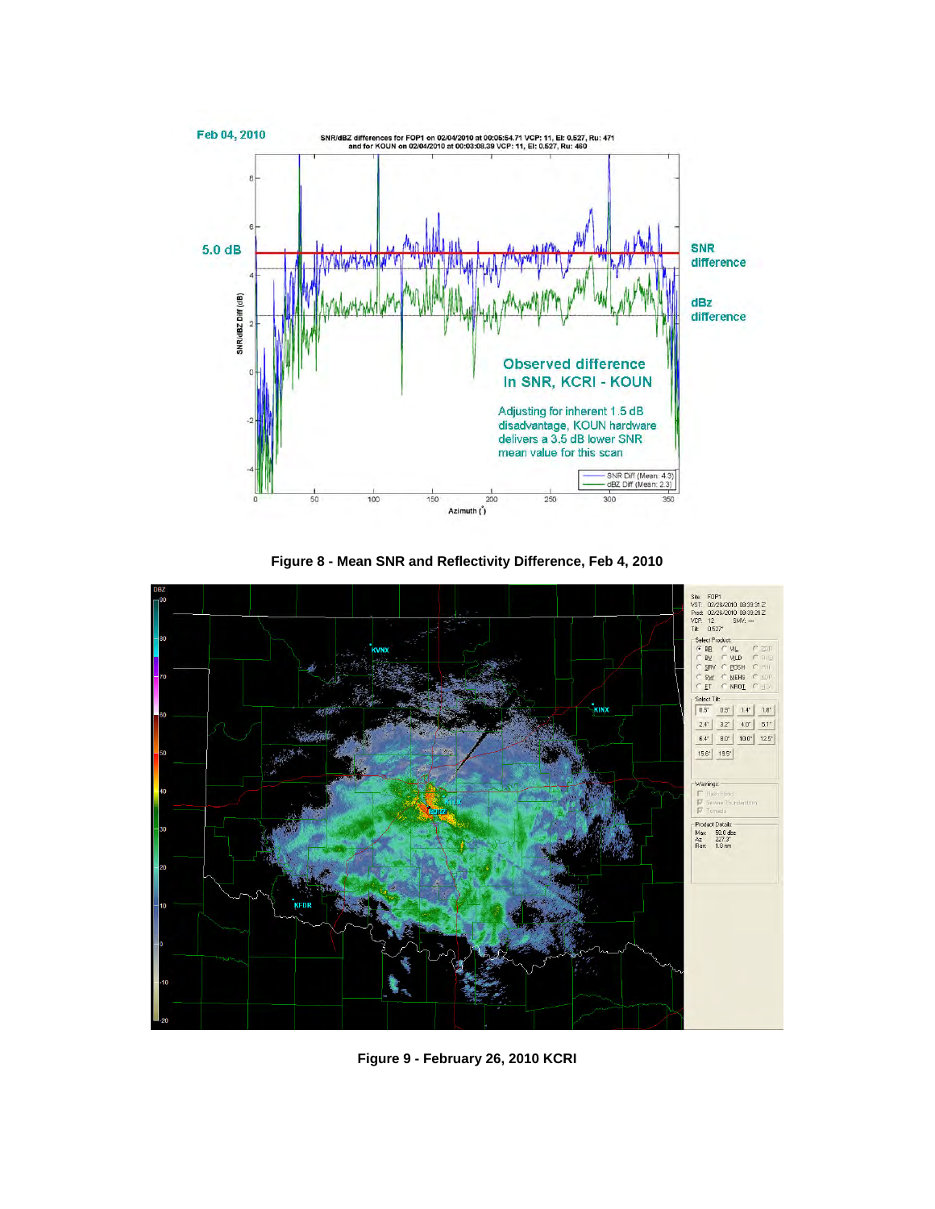Figure 8 - Mean SNR and Reflectivity Difference, Feb 4, 2010

Figure 9 - February 26, 2010 KCRI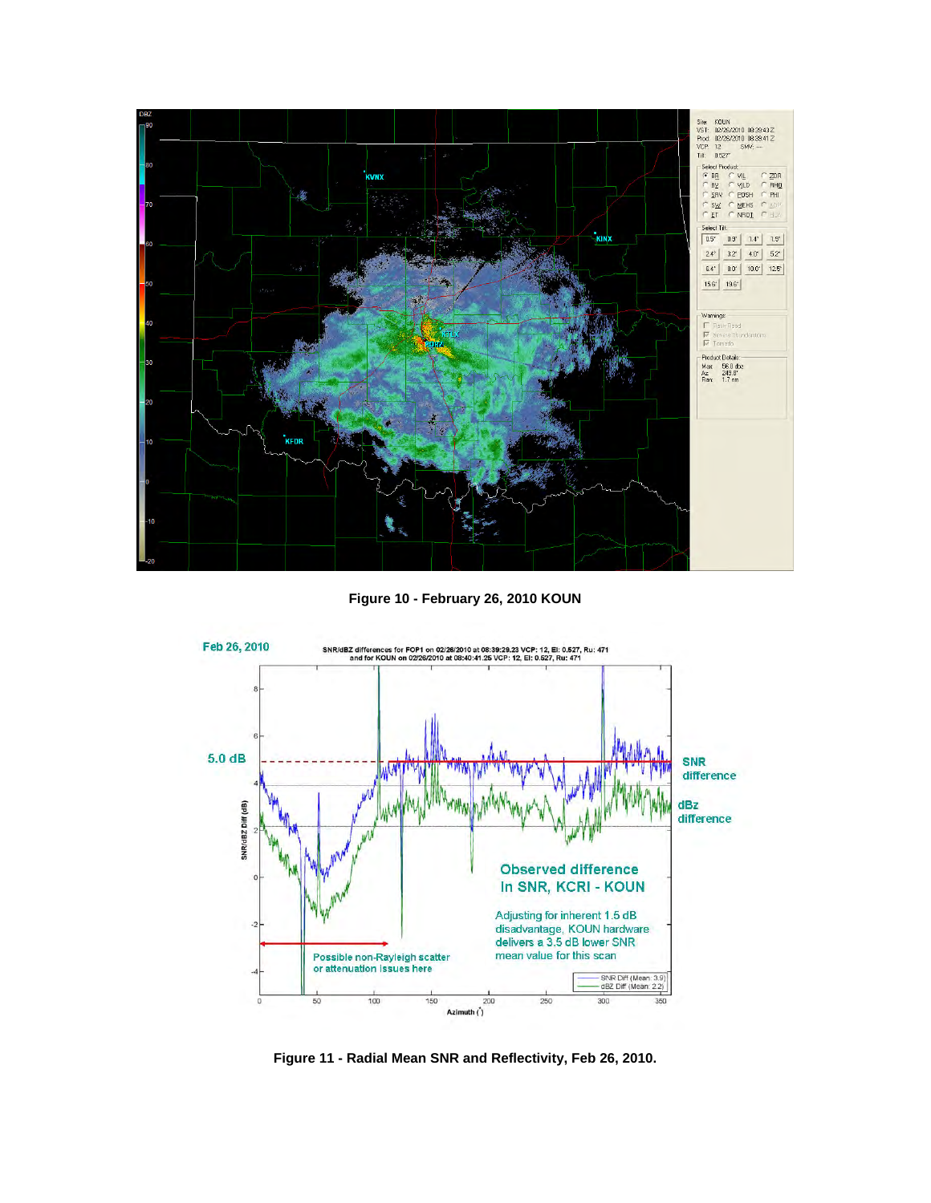Figure 10 - February 26, 2010 KOUN

Figure 11 - Radial Mean SNR and Reflectivity, Feb 26, 2010.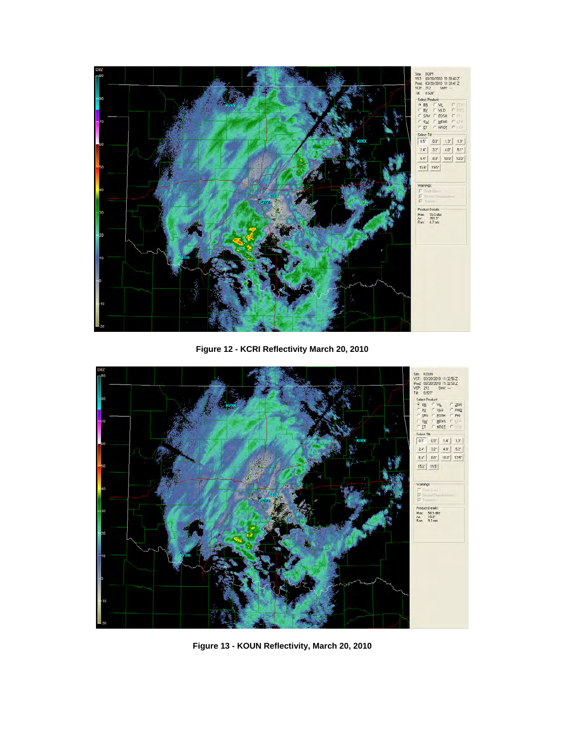**Figure 12 - KCRI Reflectivity March 20, 2010**

**Figure 13 - KOUN Reflectivity, March 20, 2010**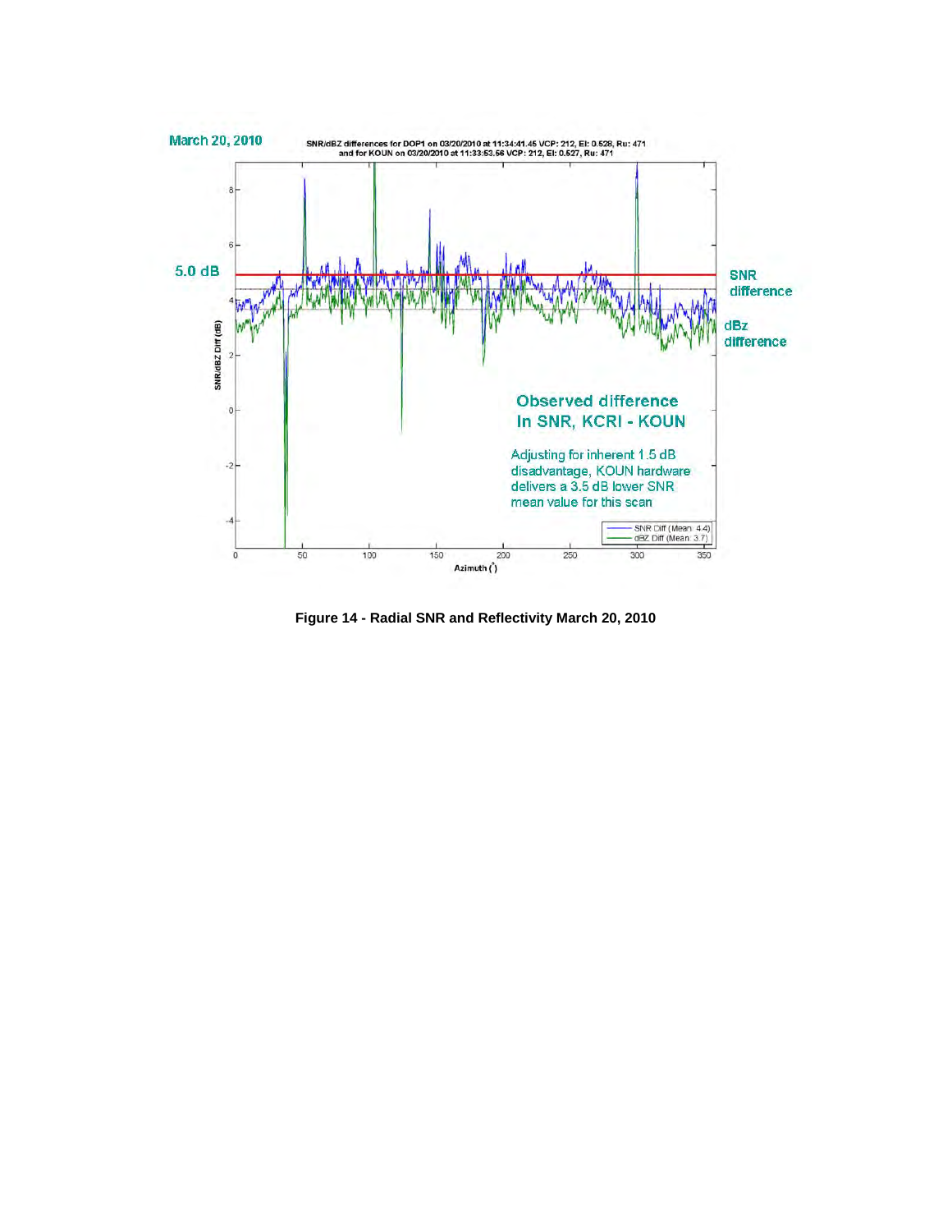March 20, 2010

SNR/dBZ differences for DOP1 on 03/20/2010 at 11:34:41.45 VCP: 212, El: 0.528, Ru: 471
and for KOUN on 03/20/2010 at 11:33:53.56 VCP: 212, El: 0.527, Ru: 471

5.0 dB

SNR difference

dBz difference

Observed difference In SNR, KCRI - KOUN

Adjusting for inherent 1.5 dB disadvantage, KOUN hardware delivers a 3.5 dB lower SNR mean value for this scan

SNR Diff (Mean: 4.4)

dBZ Diff (Mean: 3.7)

SNR/dBZ Diff (dB)

Azimuth (°)

**Figure 14 - Radial SNR and Reflectivity March 20, 2010**